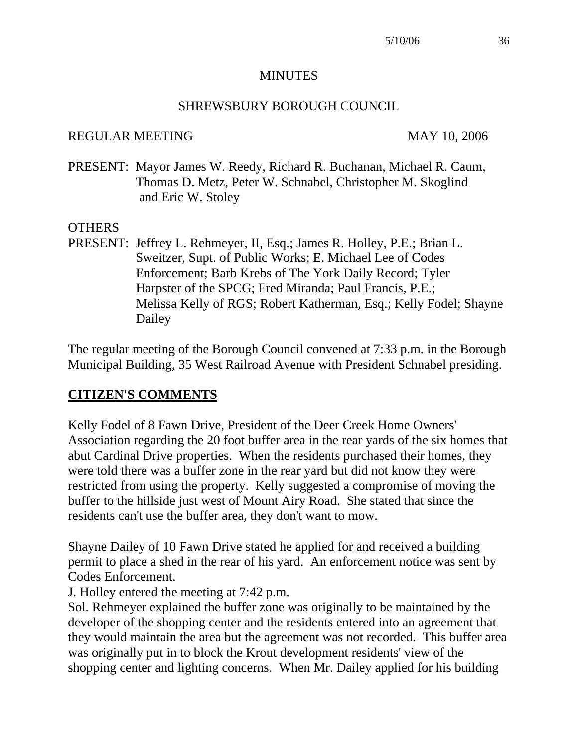# MINUTES

## SHREWSBURY BOROUGH COUNCIL

REGULAR MEETING MAY 10, 2006

PRESENT: Mayor James W. Reedy, Richard R. Buchanan, Michael R. Caum, Thomas D. Metz, Peter W. Schnabel, Christopher M. Skoglind and Eric W. Stoley

OTHERS
PRESENT: Jeffrey L. Rehmeyer, II, Esq.; James R. Holley, P.E.; Brian L. Sweitzer, Supt. of Public Works; E. Michael Lee of Codes Enforcement; Barb Krebs of The York Daily Record; Tyler Harpster of the SPCG; Fred Miranda; Paul Francis, P.E.; Melissa Kelly of RGS; Robert Katherman, Esq.; Kelly Fodel; Shayne Dailey

The regular meeting of the Borough Council convened at 7:33 p.m. in the Borough Municipal Building, 35 West Railroad Avenue with President Schnabel presiding.

## CITIZEN'S COMMENTS

Kelly Fodel of 8 Fawn Drive, President of the Deer Creek Home Owners' Association regarding the 20 foot buffer area in the rear yards of the six homes that abut Cardinal Drive properties. When the residents purchased their homes, they were told there was a buffer zone in the rear yard but did not know they were restricted from using the property. Kelly suggested a compromise of moving the buffer to the hillside just west of Mount Airy Road. She stated that since the residents can't use the buffer area, they don't want to mow.

Shayne Dailey of 10 Fawn Drive stated he applied for and received a building permit to place a shed in the rear of his yard. An enforcement notice was sent by Codes Enforcement.
J. Holley entered the meeting at 7:42 p.m.
Sol. Rehmeyer explained the buffer zone was originally to be maintained by the developer of the shopping center and the residents entered into an agreement that they would maintain the area but the agreement was not recorded. This buffer area was originally put in to block the Krout development residents' view of the shopping center and lighting concerns. When Mr. Dailey applied for his building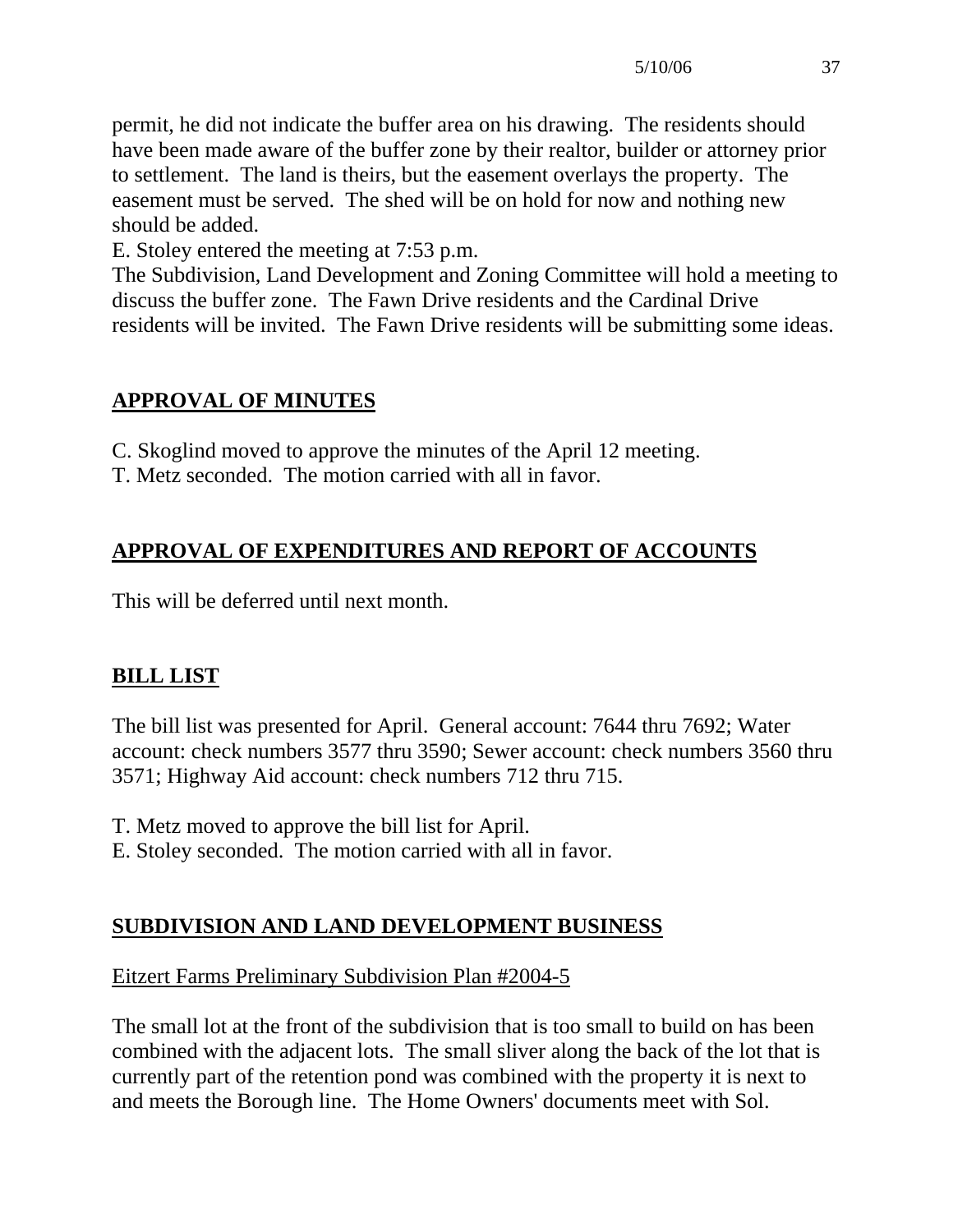permit, he did not indicate the buffer area on his drawing. The residents should have been made aware of the buffer zone by their realtor, builder or attorney prior to settlement. The land is theirs, but the easement overlays the property. The easement must be served. The shed will be on hold for now and nothing new should be added.

E. Stoley entered the meeting at 7:53 p.m.

The Subdivision, Land Development and Zoning Committee will hold a meeting to discuss the buffer zone. The Fawn Drive residents and the Cardinal Drive residents will be invited. The Fawn Drive residents will be submitting some ideas.

## APPROVAL OF MINUTES

C. Skoglind moved to approve the minutes of the April 12 meeting.
T. Metz seconded. The motion carried with all in favor.

## APPROVAL OF EXPENDITURES AND REPORT OF ACCOUNTS

This will be deferred until next month.

## BILL LIST

The bill list was presented for April. General account: 7644 thru 7692; Water account: check numbers 3577 thru 3590; Sewer account: check numbers 3560 thru 3571; Highway Aid account: check numbers 712 thru 715.

T. Metz moved to approve the bill list for April.
E. Stoley seconded. The motion carried with all in favor.

## SUBDIVISION AND LAND DEVELOPMENT BUSINESS

### Eitzert Farms Preliminary Subdivision Plan #2004-5

The small lot at the front of the subdivision that is too small to build on has been combined with the adjacent lots. The small sliver along the back of the lot that is currently part of the retention pond was combined with the property it is next to and meets the Borough line. The Home Owners' documents meet with Sol.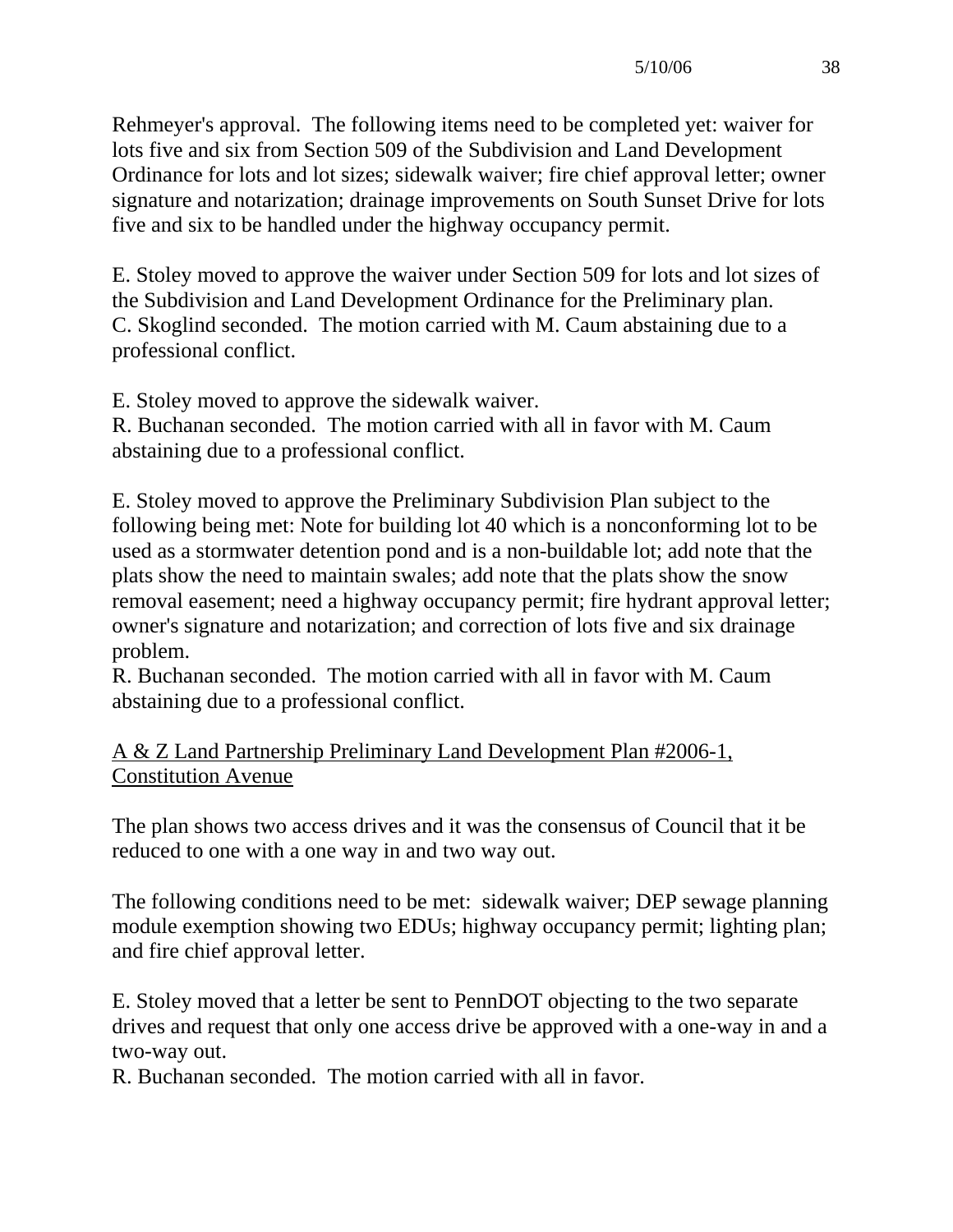Rehmeyer's approval. The following items need to be completed yet: waiver for lots five and six from Section 509 of the Subdivision and Land Development Ordinance for lots and lot sizes; sidewalk waiver; fire chief approval letter; owner signature and notarization; drainage improvements on South Sunset Drive for lots five and six to be handled under the highway occupancy permit.

E. Stoley moved to approve the waiver under Section 509 for lots and lot sizes of the Subdivision and Land Development Ordinance for the Preliminary plan.
C. Skoglind seconded. The motion carried with M. Caum abstaining due to a professional conflict.

E. Stoley moved to approve the sidewalk waiver.
R. Buchanan seconded. The motion carried with all in favor with M. Caum abstaining due to a professional conflict.

E. Stoley moved to approve the Preliminary Subdivision Plan subject to the following being met: Note for building lot 40 which is a nonconforming lot to be used as a stormwater detention pond and is a non-buildable lot; add note that the plats show the need to maintain swales; add note that the plats show the snow removal easement; need a highway occupancy permit; fire hydrant approval letter; owner's signature and notarization; and correction of lots five and six drainage problem.
R. Buchanan seconded. The motion carried with all in favor with M. Caum abstaining due to a professional conflict.

<u>A & Z Land Partnership Preliminary Land Development Plan #2006-1, Constitution Avenue</u>

The plan shows two access drives and it was the consensus of Council that it be reduced to one with a one way in and two way out.

The following conditions need to be met: sidewalk waiver; DEP sewage planning module exemption showing two EDUs; highway occupancy permit; lighting plan; and fire chief approval letter.

E. Stoley moved that a letter be sent to PennDOT objecting to the two separate drives and request that only one access drive be approved with a one-way in and a two-way out.
R. Buchanan seconded. The motion carried with all in favor.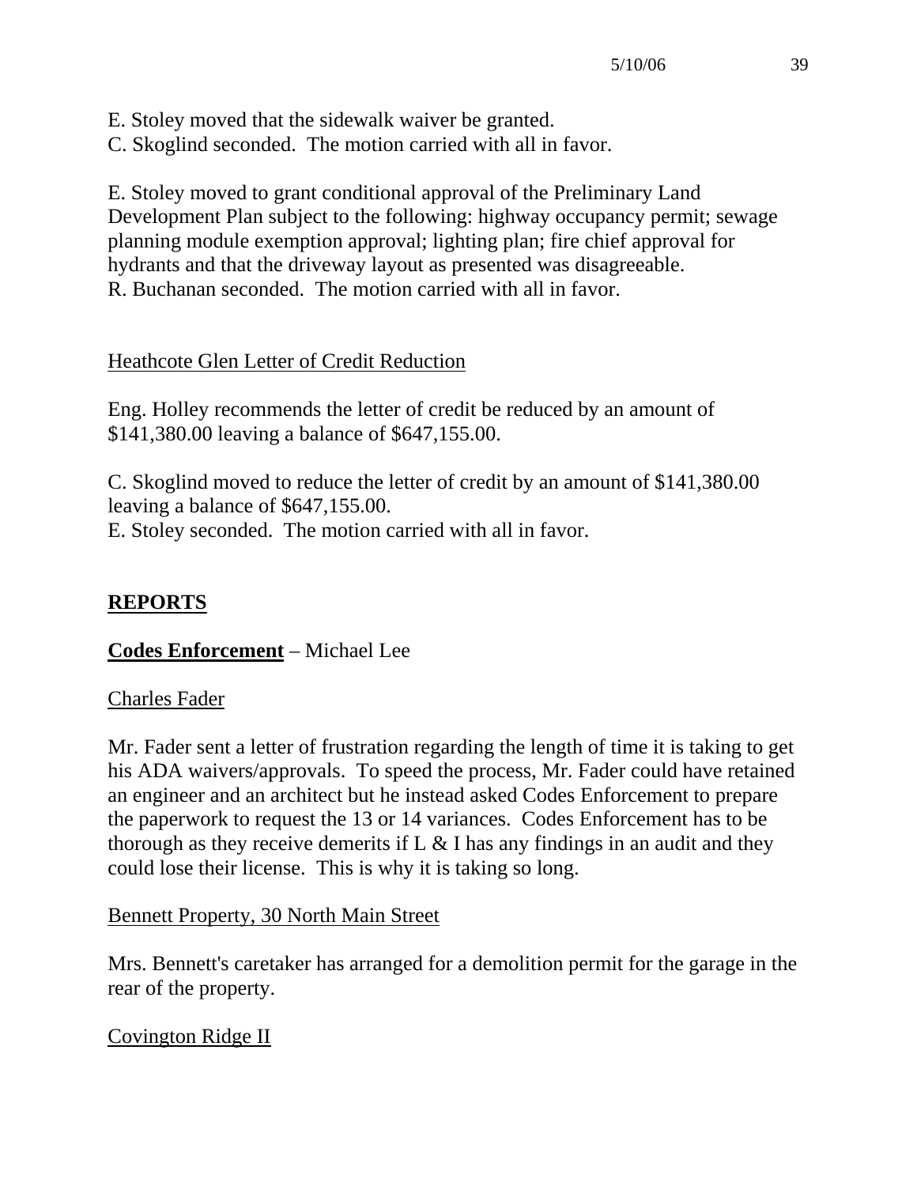E. Stoley moved that the sidewalk waiver be granted.
C. Skoglind seconded. The motion carried with all in favor.

E. Stoley moved to grant conditional approval of the Preliminary Land Development Plan subject to the following: highway occupancy permit; sewage planning module exemption approval; lighting plan; fire chief approval for hydrants and that the driveway layout as presented was disagreeable.
R. Buchanan seconded. The motion carried with all in favor.

Heathcote Glen Letter of Credit Reduction

Eng. Holley recommends the letter of credit be reduced by an amount of $141,380.00 leaving a balance of $647,155.00.

C. Skoglind moved to reduce the letter of credit by an amount of $141,380.00 leaving a balance of $647,155.00.
E. Stoley seconded. The motion carried with all in favor.

## REPORTS

**Codes Enforcement** – Michael Lee

Charles Fader

Mr. Fader sent a letter of frustration regarding the length of time it is taking to get his ADA waivers/approvals. To speed the process, Mr. Fader could have retained an engineer and an architect but he instead asked Codes Enforcement to prepare the paperwork to request the 13 or 14 variances. Codes Enforcement has to be thorough as they receive demerits if L & I has any findings in an audit and they could lose their license. This is why it is taking so long.

Bennett Property, 30 North Main Street

Mrs. Bennett's caretaker has arranged for a demolition permit for the garage in the rear of the property.

Covington Ridge II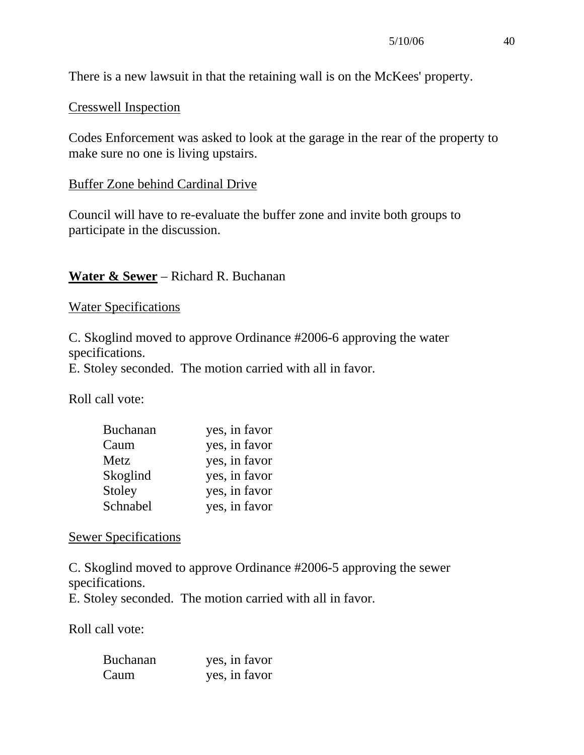There is a new lawsuit in that the retaining wall is on the McKees' property.

Cresswell Inspection

Codes Enforcement was asked to look at the garage in the rear of the property to make sure no one is living upstairs.

Buffer Zone behind Cardinal Drive

Council will have to re-evaluate the buffer zone and invite both groups to participate in the discussion.

**Water & Sewer** – Richard R. Buchanan

Water Specifications

C. Skoglind moved to approve Ordinance #2006-6 approving the water specifications.
E. Stoley seconded. The motion carried with all in favor.

Roll call vote:

| | |
|---|---|
| Buchanan | yes, in favor |
| Caum | yes, in favor |
| Metz | yes, in favor |
| Skoglind | yes, in favor |
| Stoley | yes, in favor |
| Schnabel | yes, in favor |

Sewer Specifications

C. Skoglind moved to approve Ordinance #2006-5 approving the sewer specifications.
E. Stoley seconded. The motion carried with all in favor.

Roll call vote:

| | |
|---|---|
| Buchanan | yes, in favor |
| Caum | yes, in favor |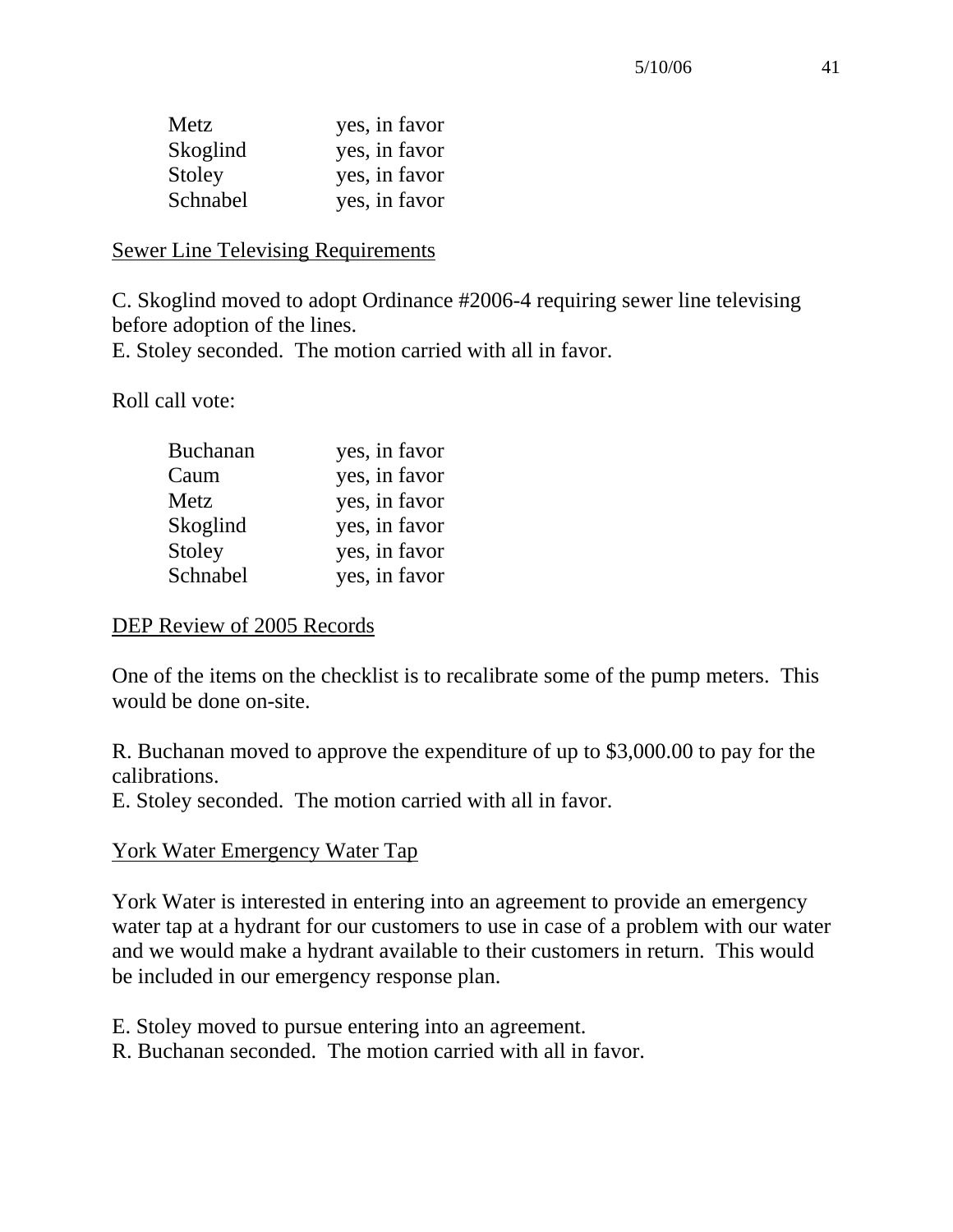| | |
|---|---|
| Metz | yes, in favor |
| Skoglind | yes, in favor |
| Stoley | yes, in favor |
| Schnabel | yes, in favor |

## Sewer Line Televising Requirements

C. Skoglind moved to adopt Ordinance #2006-4 requiring sewer line televising before adoption of the lines.
E. Stoley seconded. The motion carried with all in favor.

Roll call vote:

| | |
|---|---|
| Buchanan | yes, in favor |
| Caum | yes, in favor |
| Metz | yes, in favor |
| Skoglind | yes, in favor |
| Stoley | yes, in favor |
| Schnabel | yes, in favor |

## DEP Review of 2005 Records

One of the items on the checklist is to recalibrate some of the pump meters. This would be done on-site.

R. Buchanan moved to approve the expenditure of up to $3,000.00 to pay for the calibrations.
E. Stoley seconded. The motion carried with all in favor.

## York Water Emergency Water Tap

York Water is interested in entering into an agreement to provide an emergency water tap at a hydrant for our customers to use in case of a problem with our water and we would make a hydrant available to their customers in return. This would be included in our emergency response plan.

E. Stoley moved to pursue entering into an agreement.
R. Buchanan seconded. The motion carried with all in favor.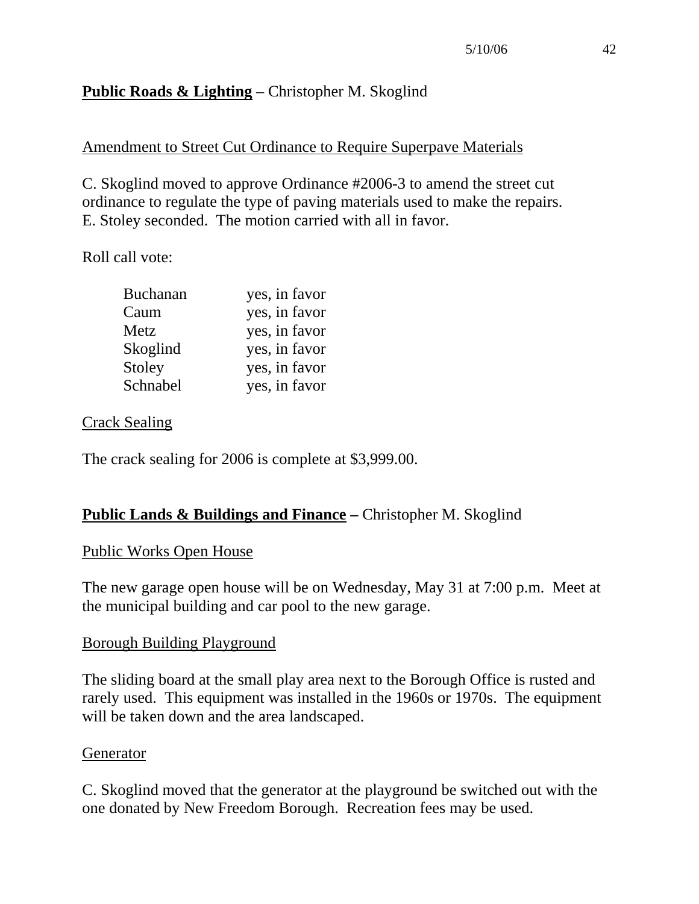**Public Roads & Lighting** – Christopher M. Skoglind

Amendment to Street Cut Ordinance to Require Superpave Materials

C. Skoglind moved to approve Ordinance #2006-3 to amend the street cut ordinance to regulate the type of paving materials used to make the repairs. E. Stoley seconded. The motion carried with all in favor.

Roll call vote:

| | |
|---|---|
| Buchanan | yes, in favor |
| Caum | yes, in favor |
| Metz | yes, in favor |
| Skoglind | yes, in favor |
| Stoley | yes, in favor |
| Schnabel | yes, in favor |

Crack Sealing

The crack sealing for 2006 is complete at $3,999.00.

**Public Lands & Buildings and Finance –** Christopher M. Skoglind

Public Works Open House

The new garage open house will be on Wednesday, May 31 at 7:00 p.m. Meet at the municipal building and car pool to the new garage.

Borough Building Playground

The sliding board at the small play area next to the Borough Office is rusted and rarely used. This equipment was installed in the 1960s or 1970s. The equipment will be taken down and the area landscaped.

Generator

C. Skoglind moved that the generator at the playground be switched out with the one donated by New Freedom Borough. Recreation fees may be used.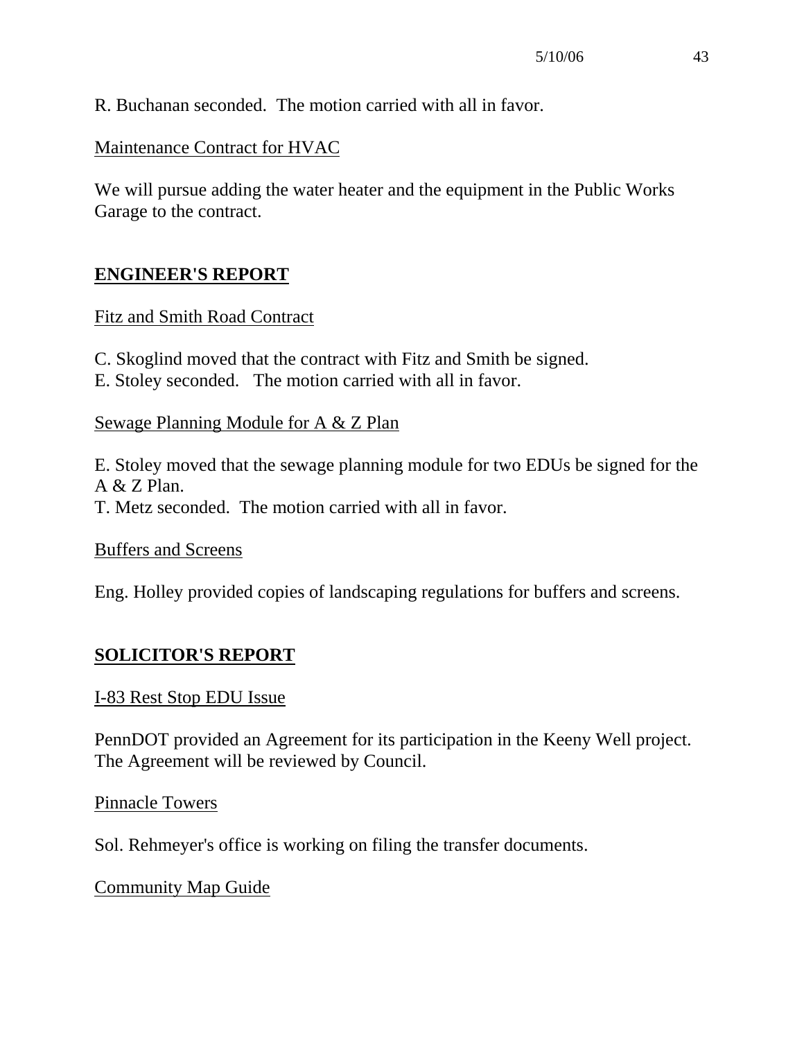R. Buchanan seconded. The motion carried with all in favor.

Maintenance Contract for HVAC

We will pursue adding the water heater and the equipment in the Public Works Garage to the contract.

## ENGINEER'S REPORT

Fitz and Smith Road Contract

C. Skoglind moved that the contract with Fitz and Smith be signed.
E. Stoley seconded. The motion carried with all in favor.

Sewage Planning Module for A & Z Plan

E. Stoley moved that the sewage planning module for two EDUs be signed for the A & Z Plan.
T. Metz seconded. The motion carried with all in favor.

Buffers and Screens

Eng. Holley provided copies of landscaping regulations for buffers and screens.

## SOLICITOR'S REPORT

I-83 Rest Stop EDU Issue

PennDOT provided an Agreement for its participation in the Keeny Well project. The Agreement will be reviewed by Council.

Pinnacle Towers

Sol. Rehmeyer's office is working on filing the transfer documents.

Community Map Guide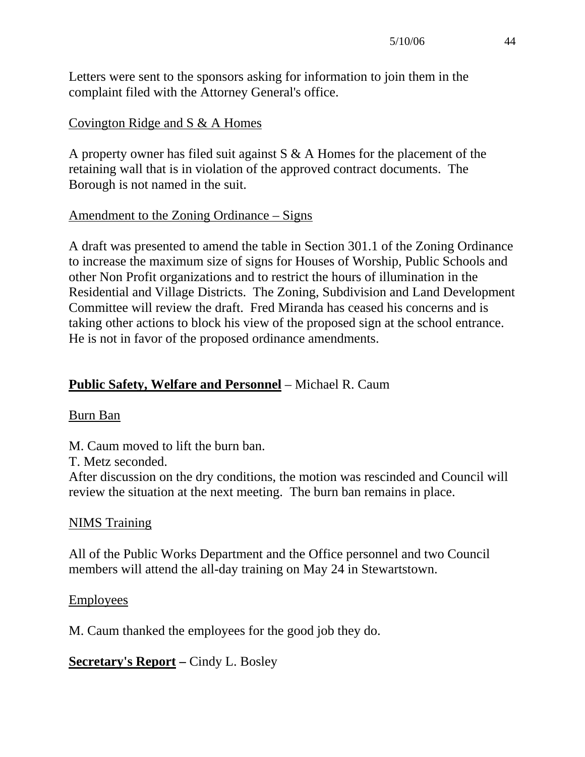Letters were sent to the sponsors asking for information to join them in the complaint filed with the Attorney General's office.

Covington Ridge and S & A Homes

A property owner has filed suit against S & A Homes for the placement of the retaining wall that is in violation of the approved contract documents. The Borough is not named in the suit.

Amendment to the Zoning Ordinance – Signs

A draft was presented to amend the table in Section 301.1 of the Zoning Ordinance to increase the maximum size of signs for Houses of Worship, Public Schools and other Non Profit organizations and to restrict the hours of illumination in the Residential and Village Districts. The Zoning, Subdivision and Land Development Committee will review the draft. Fred Miranda has ceased his concerns and is taking other actions to block his view of the proposed sign at the school entrance. He is not in favor of the proposed ordinance amendments.

**Public Safety, Welfare and Personnel** – Michael R. Caum

Burn Ban

M. Caum moved to lift the burn ban.
T. Metz seconded.
After discussion on the dry conditions, the motion was rescinded and Council will review the situation at the next meeting. The burn ban remains in place.

NIMS Training

All of the Public Works Department and the Office personnel and two Council members will attend the all-day training on May 24 in Stewartstown.

Employees

M. Caum thanked the employees for the good job they do.

**Secretary's Report –** Cindy L. Bosley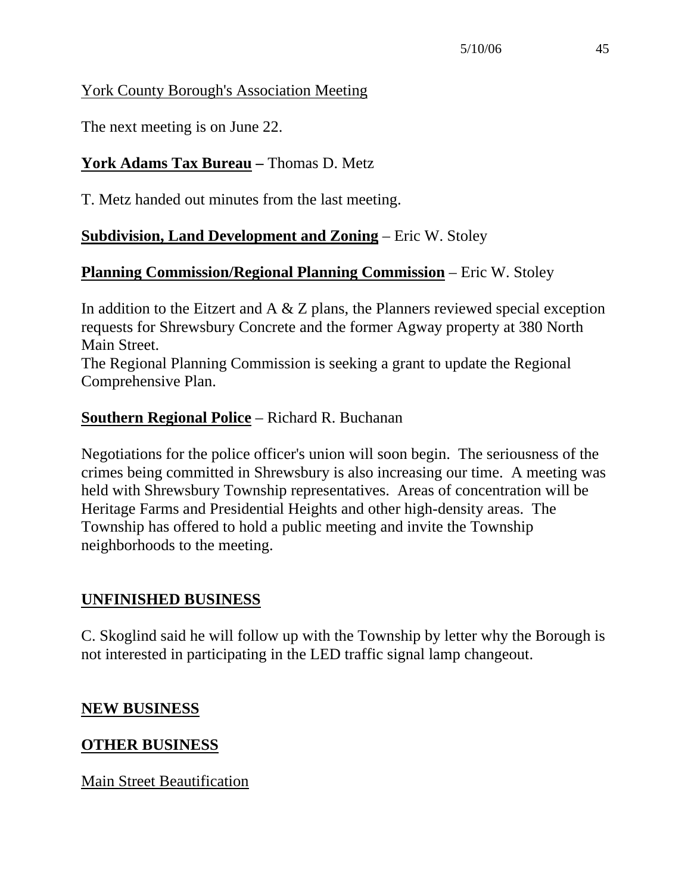York County Borough's Association Meeting

The next meeting is on June 22.

**York Adams Tax Bureau –** Thomas D. Metz

T. Metz handed out minutes from the last meeting.

**Subdivision, Land Development and Zoning** – Eric W. Stoley

**Planning Commission/Regional Planning Commission** – Eric W. Stoley

In addition to the Eitzert and A & Z plans, the Planners reviewed special exception requests for Shrewsbury Concrete and the former Agway property at 380 North Main Street.
The Regional Planning Commission is seeking a grant to update the Regional Comprehensive Plan.

**Southern Regional Police** – Richard R. Buchanan

Negotiations for the police officer's union will soon begin. The seriousness of the crimes being committed in Shrewsbury is also increasing our time. A meeting was held with Shrewsbury Township representatives. Areas of concentration will be Heritage Farms and Presidential Heights and other high-density areas. The Township has offered to hold a public meeting and invite the Township neighborhoods to the meeting.

**UNFINISHED BUSINESS**

C. Skoglind said he will follow up with the Township by letter why the Borough is not interested in participating in the LED traffic signal lamp changeout.

**NEW BUSINESS**

**OTHER BUSINESS**

Main Street Beautification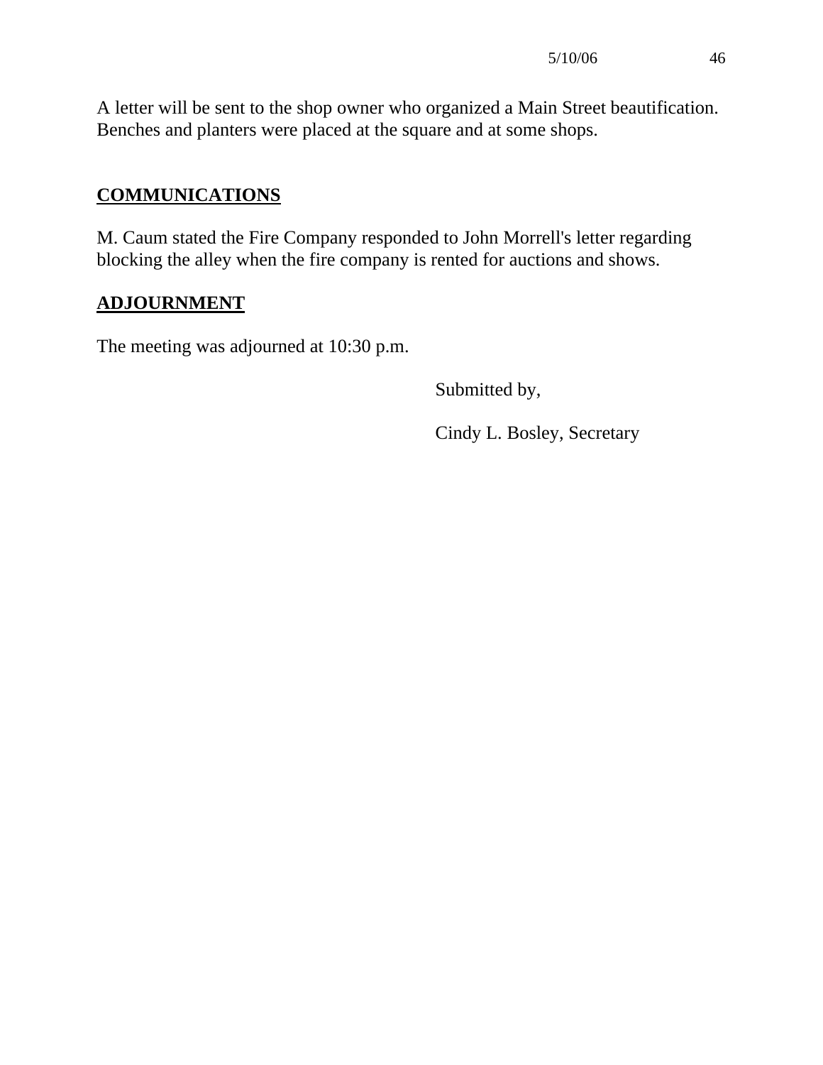A letter will be sent to the shop owner who organized a Main Street beautification. Benches and planters were placed at the square and at some shops.

## COMMUNICATIONS

M. Caum stated the Fire Company responded to John Morrell's letter regarding blocking the alley when the fire company is rented for auctions and shows.

## ADJOURNMENT

The meeting was adjourned at 10:30 p.m.

Submitted by,

Cindy L. Bosley, Secretary